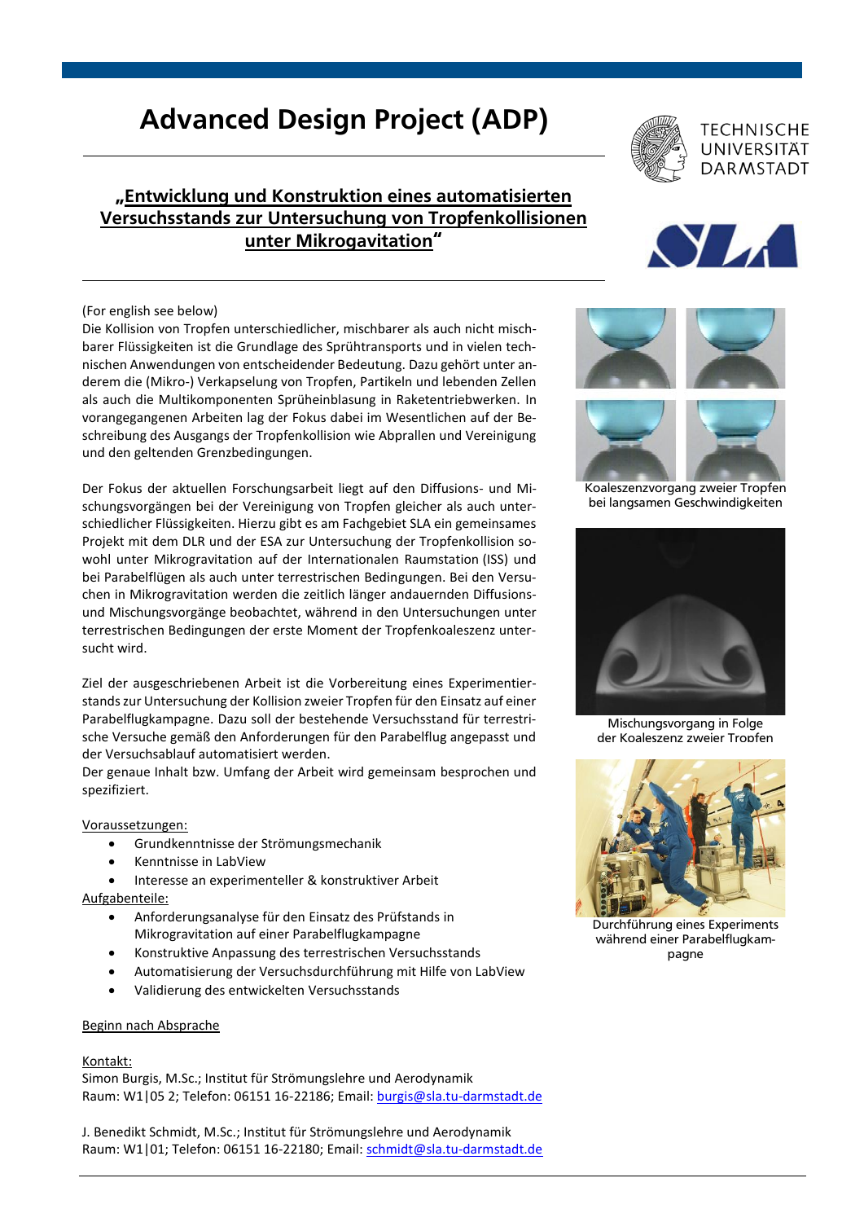# Advanced Design Project (ADP)

## „Entwicklung und Konstruktion eines automatisierten Versuchsstands zur Untersuchung von Tropfenkollisionen unter Mikrogavitation"

TECHNISCHE UNIVERSITÄT DARMSTADT

(For english see below)

Die Kollision von Tropfen unterschiedlicher, mischbarer als auch nicht mischbarer Flüssigkeiten ist die Grundlage des Sprühtransports und in vielen technischen Anwendungen von entscheidender Bedeutung. Dazu gehört unter anderem die (Mikro-) Verkapselung von Tropfen, Partikeln und lebenden Zellen als auch die Multikomponenten Sprüheinblasung in Raketentriebwerken. In vorangegangenen Arbeiten lag der Fokus dabei im Wesentlichen auf der Beschreibung des Ausgangs der Tropfenkollision wie Abprallen und Vereinigung und den geltenden Grenzbedingungen.

Der Fokus der aktuellen Forschungsarbeit liegt auf den Diffusions- und Mischungsvorgängen bei der Vereinigung von Tropfen gleicher als auch unterschiedlicher Flüssigkeiten. Hierzu gibt es am Fachgebiet SLA ein gemeinsames Projekt mit dem DLR und der ESA zur Untersuchung der Tropfenkollision sowohl unter Mikrogravitation auf der Internationalen Raumstation (ISS) und bei Parabelflügen als auch unter terrestrischen Bedingungen. Bei den Versuchen in Mikrogravitation werden die zeitlich länger andauernden Diffusions- und Mischungsvorgänge beobachtet, während in den Untersuchungen unter terrestrischen Bedingungen der erste Moment der Tropfenkoaleszenz untersucht wird.

Ziel der ausgeschriebenen Arbeit ist die Vorbereitung eines Experimentierstands zur Untersuchung der Kollision zweier Tropfen für den Einsatz auf einer Parabelflugkampagne. Dazu soll der bestehende Versuchsstand für terrestrische Versuche gemäß den Anforderungen für den Parabelflug angepasst und der Versuchsablauf automatisiert werden.

Der genaue Inhalt bzw. Umfang der Arbeit wird gemeinsam besprochen und spezifiziert.

Koaleszenzvorgang zweier Tropfen bei langsamen Geschwindigkeiten

Mischungsvorgang in Folge der Koaleszenz zweier Tropfen

Durchführung eines Experiments während einer Parabelflugkampagne

Voraussetzungen:

- Grundkenntnisse der Strömungsmechanik
- Kenntnisse in LabView
- Interesse an experimenteller & konstruktiver Arbeit

Aufgabenteile:

- Anforderungsanalyse für den Einsatz des Prüfstands in Mikrogravitation auf einer Parabelflugkampagne
- Konstruktive Anpassung des terrestrischen Versuchsstands
- Automatisierung der Versuchsdurchführung mit Hilfe von LabView
- Validierung des entwickelten Versuchsstands

Beginn nach Absprache

Kontakt:

Simon Burgis, M.Sc.; Institut für Strömungslehre und Aerodynamik
Raum: W1|05 2; Telefon: 06151 16-22186; Email: burgis@sla.tu-darmstadt.de

J. Benedikt Schmidt, M.Sc.; Institut für Strömungslehre und Aerodynamik
Raum: W1|01; Telefon: 06151 16-22180; Email: schmidt@sla.tu-darmstadt.de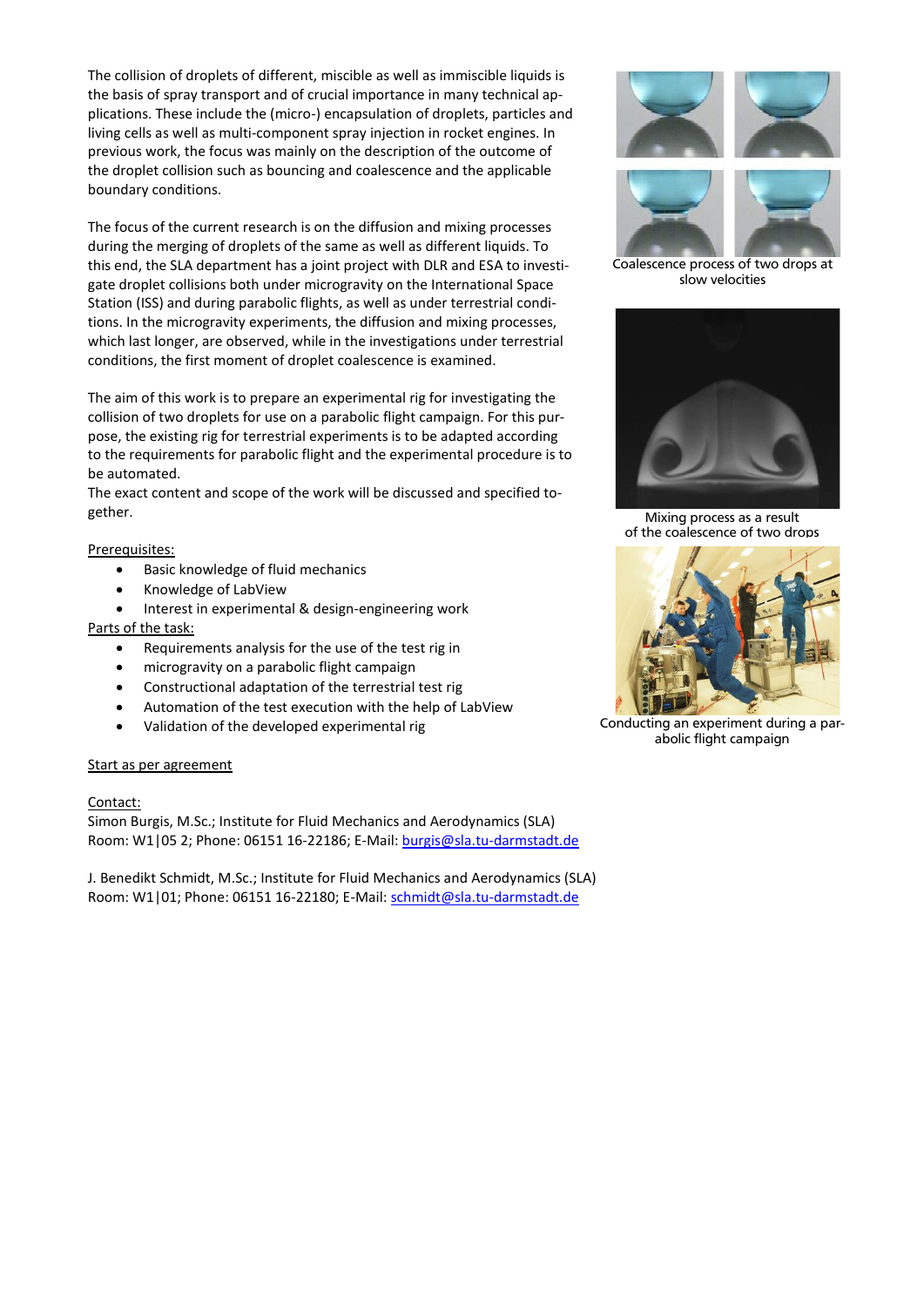The collision of droplets of different, miscible as well as immiscible liquids is the basis of spray transport and of crucial importance in many technical applications. These include the (micro-) encapsulation of droplets, particles and living cells as well as multi-component spray injection in rocket engines. In previous work, the focus was mainly on the description of the outcome of the droplet collision such as bouncing and coalescence and the applicable boundary conditions.

The focus of the current research is on the diffusion and mixing processes during the merging of droplets of the same as well as different liquids. To this end, the SLA department has a joint project with DLR and ESA to investigate droplet collisions both under microgravity on the International Space Station (ISS) and during parabolic flights, as well as under terrestrial conditions. In the microgravity experiments, the diffusion and mixing processes, which last longer, are observed, while in the investigations under terrestrial conditions, the first moment of droplet coalescence is examined.

The aim of this work is to prepare an experimental rig for investigating the collision of two droplets for use on a parabolic flight campaign. For this purpose, the existing rig for terrestrial experiments is to be adapted according to the requirements for parabolic flight and the experimental procedure is to be automated.

The exact content and scope of the work will be discussed and specified together.

Coalescence process of two drops at slow velocities

Mixing process as a result of the coalescence of two drops

Conducting an experiment during a parabolic flight campaign

Prerequisites:

- Basic knowledge of fluid mechanics
- Knowledge of LabView
- Interest in experimental & design-engineering work

Parts of the task:

- Requirements analysis for the use of the test rig in
- microgravity on a parabolic flight campaign
- Constructional adaptation of the terrestrial test rig
- Automation of the test execution with the help of LabView
- Validation of the developed experimental rig

Start as per agreement

Contact:
Simon Burgis, M.Sc.; Institute for Fluid Mechanics and Aerodynamics (SLA)
Room: W1|05 2; Phone: 06151 16-22186; E-Mail: burgis@sla.tu-darmstadt.de

J. Benedikt Schmidt, M.Sc.; Institute for Fluid Mechanics and Aerodynamics (SLA)
Room: W1|01; Phone: 06151 16-22180; E-Mail: schmidt@sla.tu-darmstadt.de